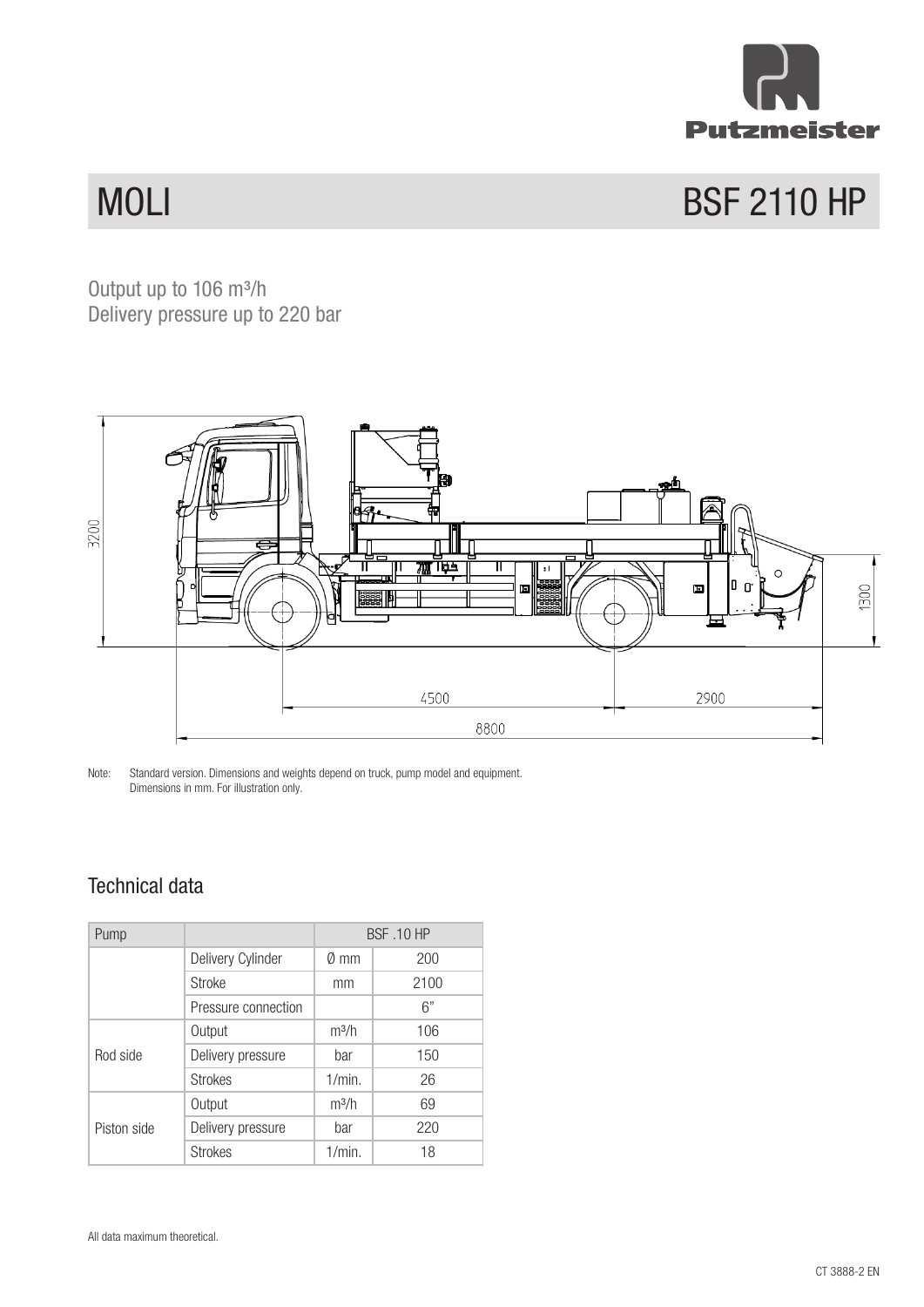# MOLI BSF 2110 HP

Output up to 106 m³/h
Delivery pressure up to 220 bar

Note: Standard version. Dimensions and weights depend on truck, pump model and equipment. Dimensions in mm. For illustration only.

## Technical data

| Pump | | | BSF .10 HP |
|---|---|---|---|
| | Delivery Cylinder | Ø mm | 200 |
| | Stroke | mm | 2100 |
| | Pressure connection | | 6" |
| Rod side | Output | m³/h | 106 |
| | Delivery pressure | bar | 150 |
| | Strokes | 1/min. | 26 |
| Piston side | Output | m³/h | 69 |
| | Delivery pressure | bar | 220 |
| | Strokes | 1/min. | 18 |

All data maximum theoretical.

CT 3888-2 EN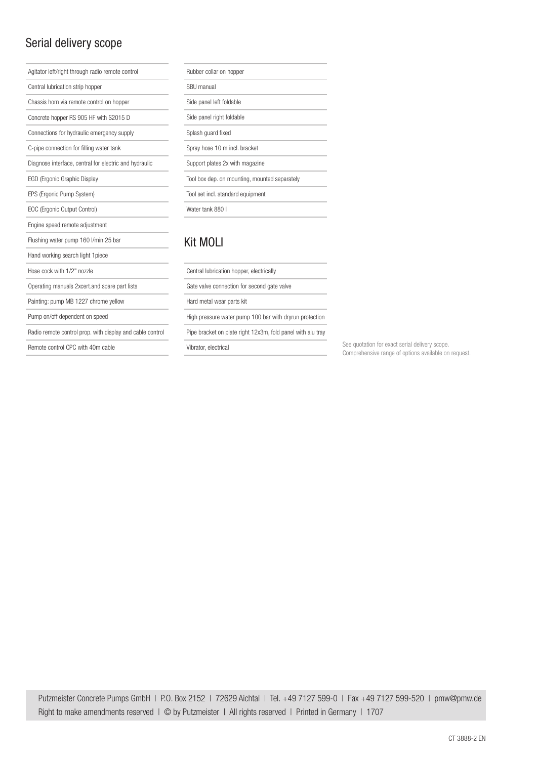## Serial delivery scope

| |
|---|
| Agitator left/right through radio remote control |
| Central lubrication strip hopper |
| Chassis horn via remote control on hopper |
| Concrete hopper RS 905 HF with S2015 D |
| Connections for hydraulic emergency supply |
| C-pipe connection for filling water tank |
| Diagnose interface, central for electric and hydraulic |
| EGD (Ergonic Graphic Display |
| EPS (Ergonic Pump System) |
| EOC (Ergonic Output Control) |
| Engine speed remote adjustment |
| Flushing water pump 160 l/min 25 bar |
| Hand working search light 1piece |
| Hose cock with 1/2" nozzle |
| Operating manuals 2xcert.and spare part lists |
| Painting: pump MB 1227 chrome yellow |
| Pump on/off dependent on speed |
| Radio remote control prop. with display and cable control |
| Remote control CPC with 40m cable |
| Rubber collar on hopper |
| SBU manual |
| Side panel left foldable |
| Side panel right foldable |
| Splash guard fixed |
| Spray hose 10 m incl. bracket |
| Support plates 2x with magazine |
| Tool box dep. on mounting, mounted separately |
| Tool set incl. standard equipment |
| Water tank 880 l |

## Kit MOLI

| |
|---|
| Central lubrication hopper, electrically |
| Gate valve connection for second gate valve |
| Hard metal wear parts kit |
| High pressure water pump 100 bar with dryrun protection |
| Pipe bracket on plate right 12x3m, fold panel with alu tray |
| Vibrator, electrical |

See quotation for exact serial delivery scope.
Comprehensive range of options available on request.

Putzmeister Concrete Pumps GmbH | P.O. Box 2152 | 72629 Aichtal | Tel. +49 7127 599-0 | Fax +49 7127 599-520 | pmw@pmw.de
Right to make amendments reserved | © by Putzmeister | All rights reserved | Printed in Germany | 1707

CT 3888-2 EN